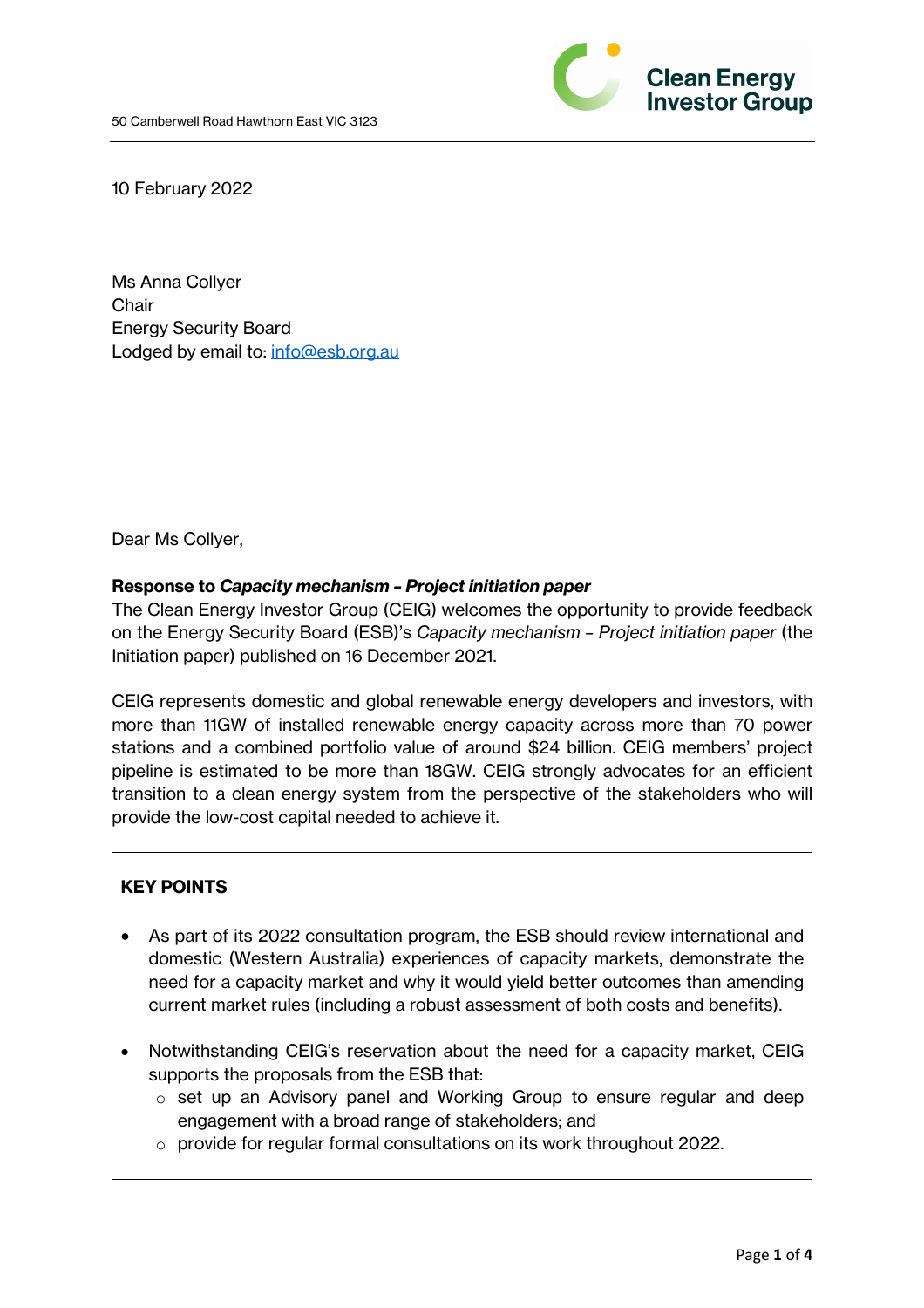50 Camberwell Road Hawthorn East VIC 3123

10 February 2022

Ms Anna Collyer
Chair
Energy Security Board
Lodged by email to: info@esb.org.au

Dear Ms Collyer,

**Response to *Capacity mechanism – Project initiation paper***

The Clean Energy Investor Group (CEIG) welcomes the opportunity to provide feedback on the Energy Security Board (ESB)'s *Capacity mechanism – Project initiation paper* (the Initiation paper) published on 16 December 2021.

CEIG represents domestic and global renewable energy developers and investors, with more than 11GW of installed renewable energy capacity across more than 70 power stations and a combined portfolio value of around $24 billion. CEIG members' project pipeline is estimated to be more than 18GW. CEIG strongly advocates for an efficient transition to a clean energy system from the perspective of the stakeholders who will provide the low-cost capital needed to achieve it.

**KEY POINTS**

- As part of its 2022 consultation program, the ESB should review international and domestic (Western Australia) experiences of capacity markets, demonstrate the need for a capacity market and why it would yield better outcomes than amending current market rules (including a robust assessment of both costs and benefits).
- Notwithstanding CEIG's reservation about the need for a capacity market, CEIG supports the proposals from the ESB that:
  - set up an Advisory panel and Working Group to ensure regular and deep engagement with a broad range of stakeholders; and
  - provide for regular formal consultations on its work throughout 2022.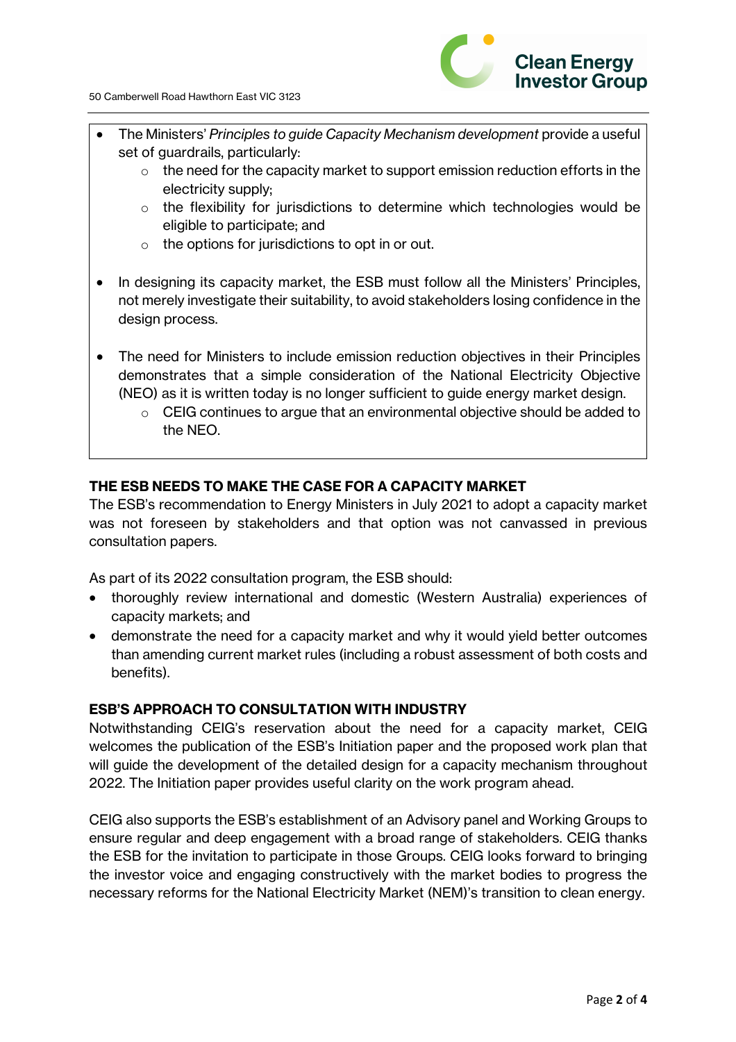- The Ministers' *Principles to guide Capacity Mechanism development* provide a useful set of guardrails, particularly:
    - the need for the capacity market to support emission reduction efforts in the electricity supply;
    - the flexibility for jurisdictions to determine which technologies would be eligible to participate; and
    - the options for jurisdictions to opt in or out.

- In designing its capacity market, the ESB must follow all the Ministers' Principles, not merely investigate their suitability, to avoid stakeholders losing confidence in the design process.

- The need for Ministers to include emission reduction objectives in their Principles demonstrates that a simple consideration of the National Electricity Objective (NEO) as it is written today is no longer sufficient to guide energy market design.
    - CEIG continues to argue that an environmental objective should be added to the NEO.

## THE ESB NEEDS TO MAKE THE CASE FOR A CAPACITY MARKET

The ESB's recommendation to Energy Ministers in July 2021 to adopt a capacity market was not foreseen by stakeholders and that option was not canvassed in previous consultation papers.

As part of its 2022 consultation program, the ESB should:

- thoroughly review international and domestic (Western Australia) experiences of capacity markets; and
- demonstrate the need for a capacity market and why it would yield better outcomes than amending current market rules (including a robust assessment of both costs and benefits).

## ESB'S APPROACH TO CONSULTATION WITH INDUSTRY

Notwithstanding CEIG's reservation about the need for a capacity market, CEIG welcomes the publication of the ESB's Initiation paper and the proposed work plan that will guide the development of the detailed design for a capacity mechanism throughout 2022. The Initiation paper provides useful clarity on the work program ahead.

CEIG also supports the ESB's establishment of an Advisory panel and Working Groups to ensure regular and deep engagement with a broad range of stakeholders. CEIG thanks the ESB for the invitation to participate in those Groups. CEIG looks forward to bringing the investor voice and engaging constructively with the market bodies to progress the necessary reforms for the National Electricity Market (NEM)'s transition to clean energy.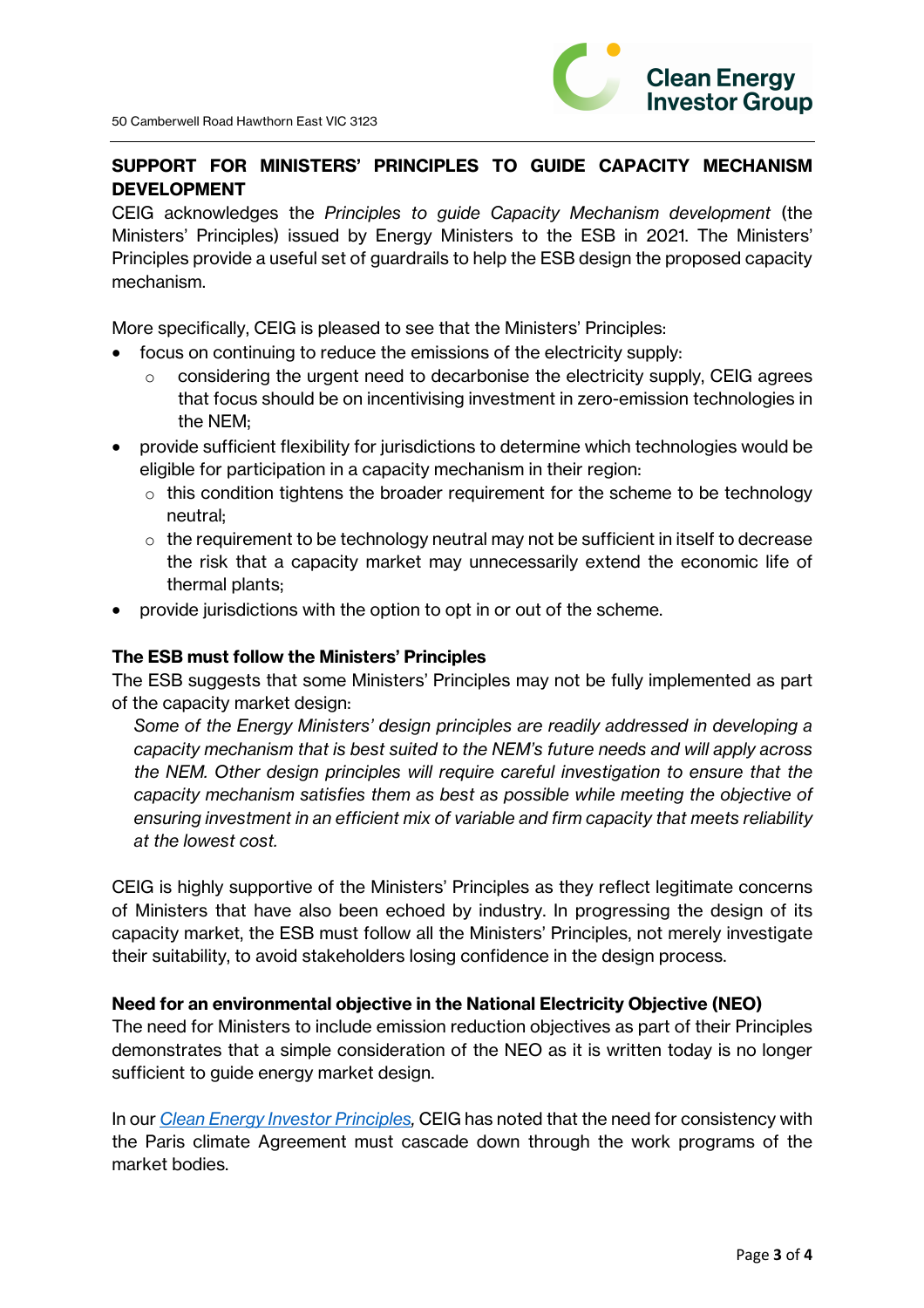## SUPPORT FOR MINISTERS' PRINCIPLES TO GUIDE CAPACITY MECHANISM DEVELOPMENT

CEIG acknowledges the *Principles to guide Capacity Mechanism development* (the Ministers' Principles) issued by Energy Ministers to the ESB in 2021. The Ministers' Principles provide a useful set of guardrails to help the ESB design the proposed capacity mechanism.

More specifically, CEIG is pleased to see that the Ministers' Principles:

- focus on continuing to reduce the emissions of the electricity supply:
  - considering the urgent need to decarbonise the electricity supply, CEIG agrees that focus should be on incentivising investment in zero-emission technologies in the NEM;
- provide sufficient flexibility for jurisdictions to determine which technologies would be eligible for participation in a capacity mechanism in their region:
  - this condition tightens the broader requirement for the scheme to be technology neutral;
  - the requirement to be technology neutral may not be sufficient in itself to decrease the risk that a capacity market may unnecessarily extend the economic life of thermal plants;
- provide jurisdictions with the option to opt in or out of the scheme.

### The ESB must follow the Ministers' Principles

The ESB suggests that some Ministers' Principles may not be fully implemented as part of the capacity market design:

> *Some of the Energy Ministers' design principles are readily addressed in developing a capacity mechanism that is best suited to the NEM's future needs and will apply across the NEM. Other design principles will require careful investigation to ensure that the capacity mechanism satisfies them as best as possible while meeting the objective of ensuring investment in an efficient mix of variable and firm capacity that meets reliability at the lowest cost.*

CEIG is highly supportive of the Ministers' Principles as they reflect legitimate concerns of Ministers that have also been echoed by industry. In progressing the design of its capacity market, the ESB must follow all the Ministers' Principles, not merely investigate their suitability, to avoid stakeholders losing confidence in the design process.

### Need for an environmental objective in the National Electricity Objective (NEO)

The need for Ministers to include emission reduction objectives as part of their Principles demonstrates that a simple consideration of the NEO as it is written today is no longer sufficient to guide energy market design.

In our *Clean Energy Investor Principles*, CEIG has noted that the need for consistency with the Paris climate Agreement must cascade down through the work programs of the market bodies.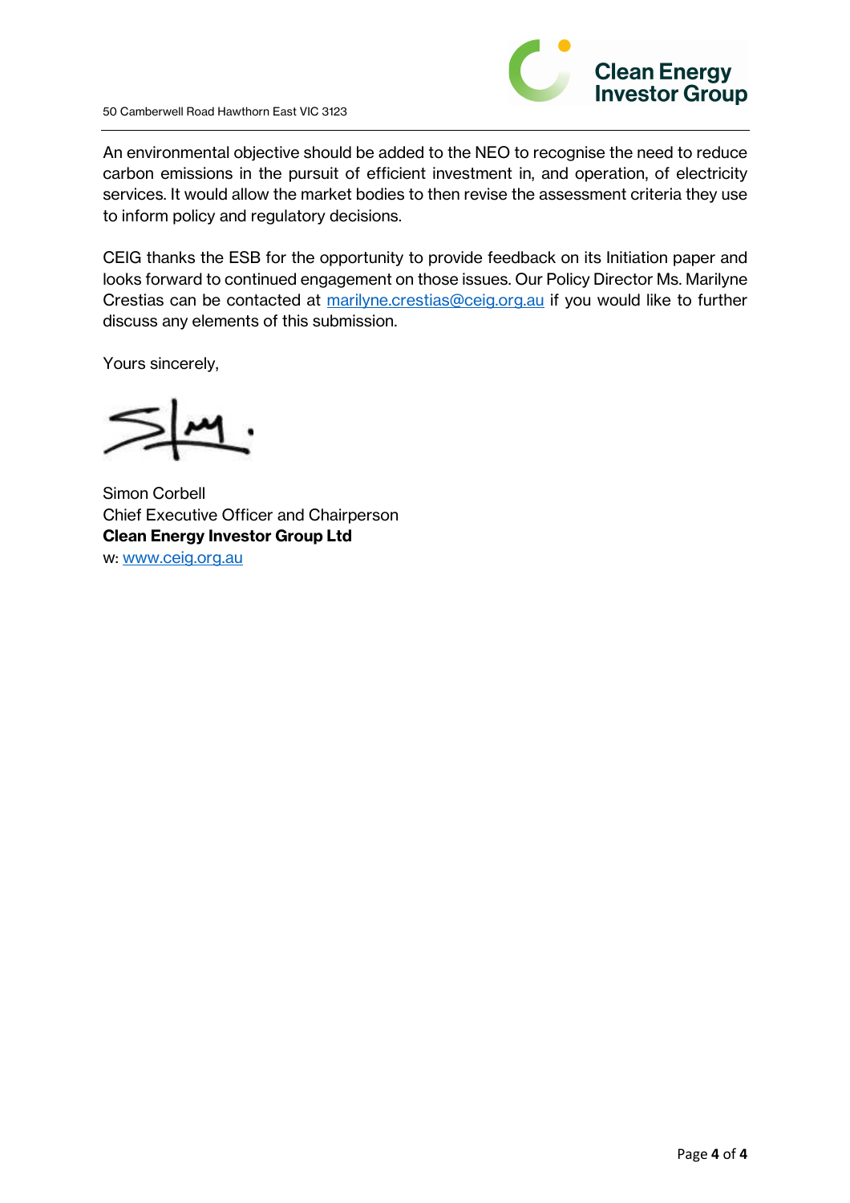An environmental objective should be added to the NEO to recognise the need to reduce carbon emissions in the pursuit of efficient investment in, and operation, of electricity services. It would allow the market bodies to then revise the assessment criteria they use to inform policy and regulatory decisions.

CEIG thanks the ESB for the opportunity to provide feedback on its Initiation paper and looks forward to continued engagement on those issues. Our Policy Director Ms. Marilyne Crestias can be contacted at marilyne.crestias@ceig.org.au if you would like to further discuss any elements of this submission.

Yours sincerely,

Simon Corbell
Chief Executive Officer and Chairperson
**Clean Energy Investor Group Ltd**
w: www.ceig.org.au